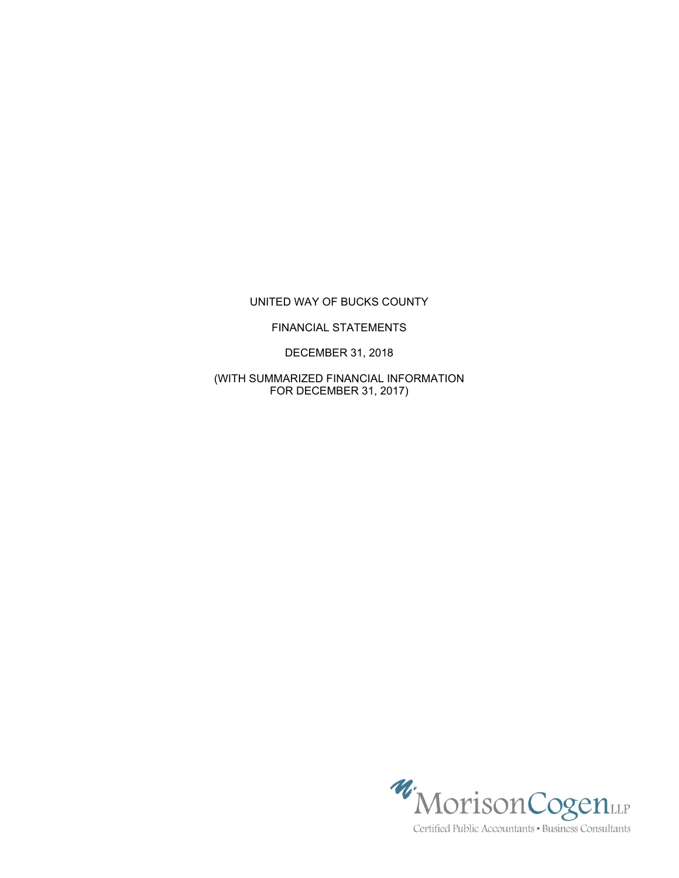# UNITED WAY OF BUCKS COUNTY

## FINANCIAL STATEMENTS

DECEMBER 31, 2018

(WITH SUMMARIZED FINANCIAL INFORMATION FOR DECEMBER 31, 2017)

MorisonCogen LLP

Certified Public Accountants • Business Consultants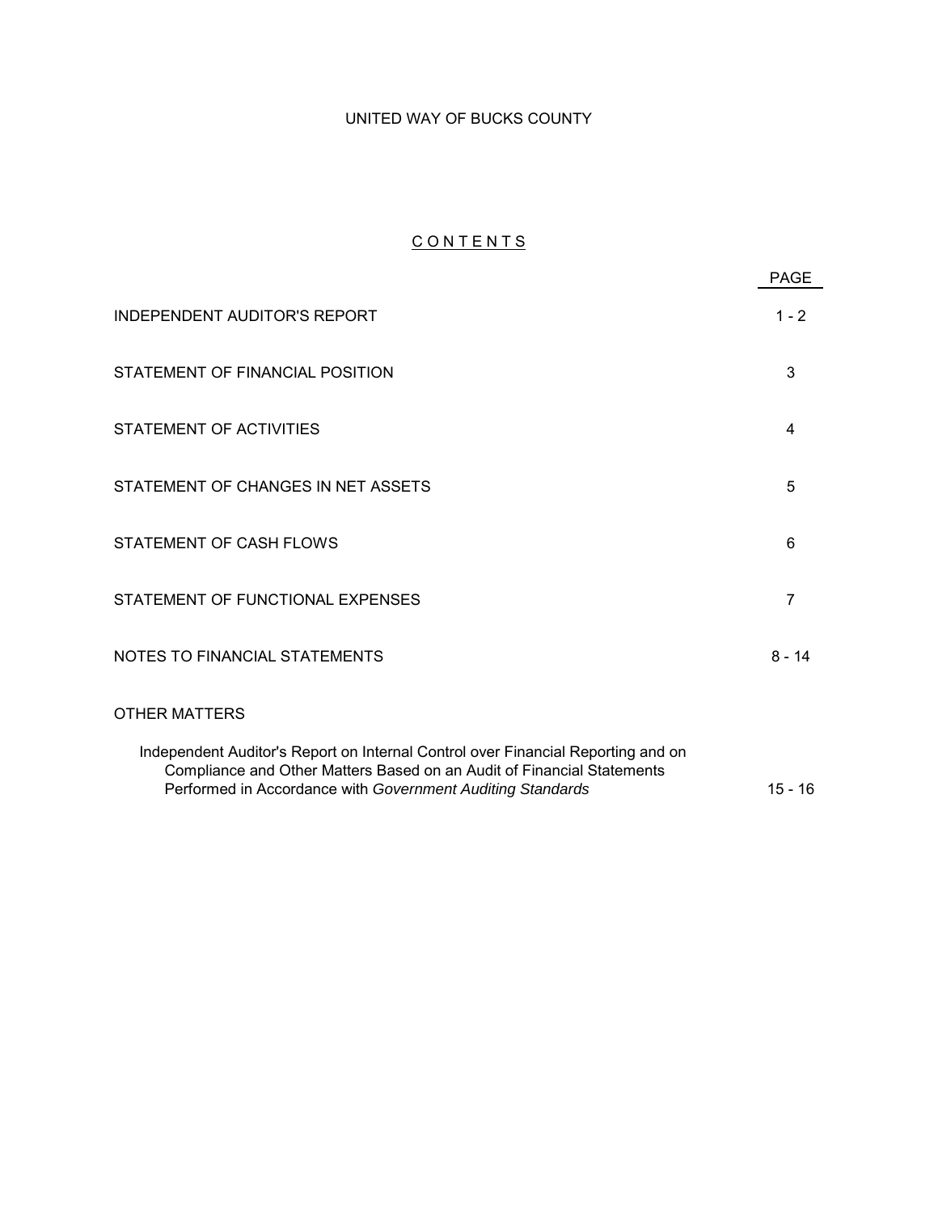UNITED WAY OF BUCKS COUNTY

## CONTENTS

| | PAGE |
|---|---|
| INDEPENDENT AUDITOR'S REPORT | 1 - 2 |
| STATEMENT OF FINANCIAL POSITION | 3 |
| STATEMENT OF ACTIVITIES | 4 |
| STATEMENT OF CHANGES IN NET ASSETS | 5 |
| STATEMENT OF CASH FLOWS | 6 |
| STATEMENT OF FUNCTIONAL EXPENSES | 7 |
| NOTES TO FINANCIAL STATEMENTS | 8 - 14 |
| OTHER MATTERS | |
| Independent Auditor's Report on Internal Control over Financial Reporting and on Compliance and Other Matters Based on an Audit of Financial Statements Performed in Accordance with *Government Auditing Standards* | 15 - 16 |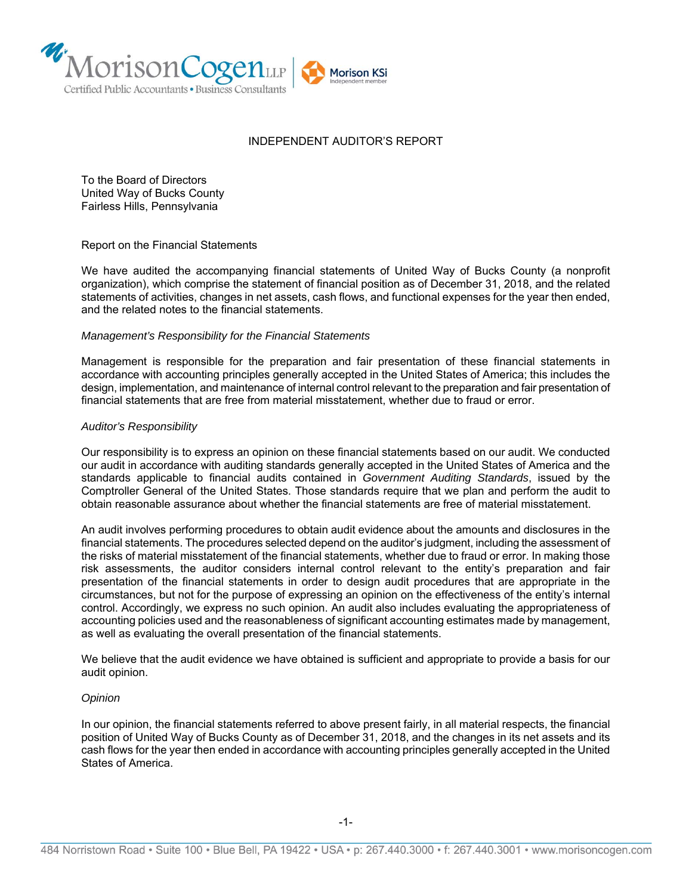# INDEPENDENT AUDITOR'S REPORT

To the Board of Directors
United Way of Bucks County
Fairless Hills, Pennsylvania

## Report on the Financial Statements

We have audited the accompanying financial statements of United Way of Bucks County (a nonprofit organization), which comprise the statement of financial position as of December 31, 2018, and the related statements of activities, changes in net assets, cash flows, and functional expenses for the year then ended, and the related notes to the financial statements.

### *Management's Responsibility for the Financial Statements*

Management is responsible for the preparation and fair presentation of these financial statements in accordance with accounting principles generally accepted in the United States of America; this includes the design, implementation, and maintenance of internal control relevant to the preparation and fair presentation of financial statements that are free from material misstatement, whether due to fraud or error.

### *Auditor's Responsibility*

Our responsibility is to express an opinion on these financial statements based on our audit. We conducted our audit in accordance with auditing standards generally accepted in the United States of America and the standards applicable to financial audits contained in *Government Auditing Standards*, issued by the Comptroller General of the United States. Those standards require that we plan and perform the audit to obtain reasonable assurance about whether the financial statements are free of material misstatement.

An audit involves performing procedures to obtain audit evidence about the amounts and disclosures in the financial statements. The procedures selected depend on the auditor's judgment, including the assessment of the risks of material misstatement of the financial statements, whether due to fraud or error. In making those risk assessments, the auditor considers internal control relevant to the entity's preparation and fair presentation of the financial statements in order to design audit procedures that are appropriate in the circumstances, but not for the purpose of expressing an opinion on the effectiveness of the entity's internal control. Accordingly, we express no such opinion. An audit also includes evaluating the appropriateness of accounting policies used and the reasonableness of significant accounting estimates made by management, as well as evaluating the overall presentation of the financial statements.

We believe that the audit evidence we have obtained is sufficient and appropriate to provide a basis for our audit opinion.

### *Opinion*

In our opinion, the financial statements referred to above present fairly, in all material respects, the financial position of United Way of Bucks County as of December 31, 2018, and the changes in its net assets and its cash flows for the year then ended in accordance with accounting principles generally accepted in the United States of America.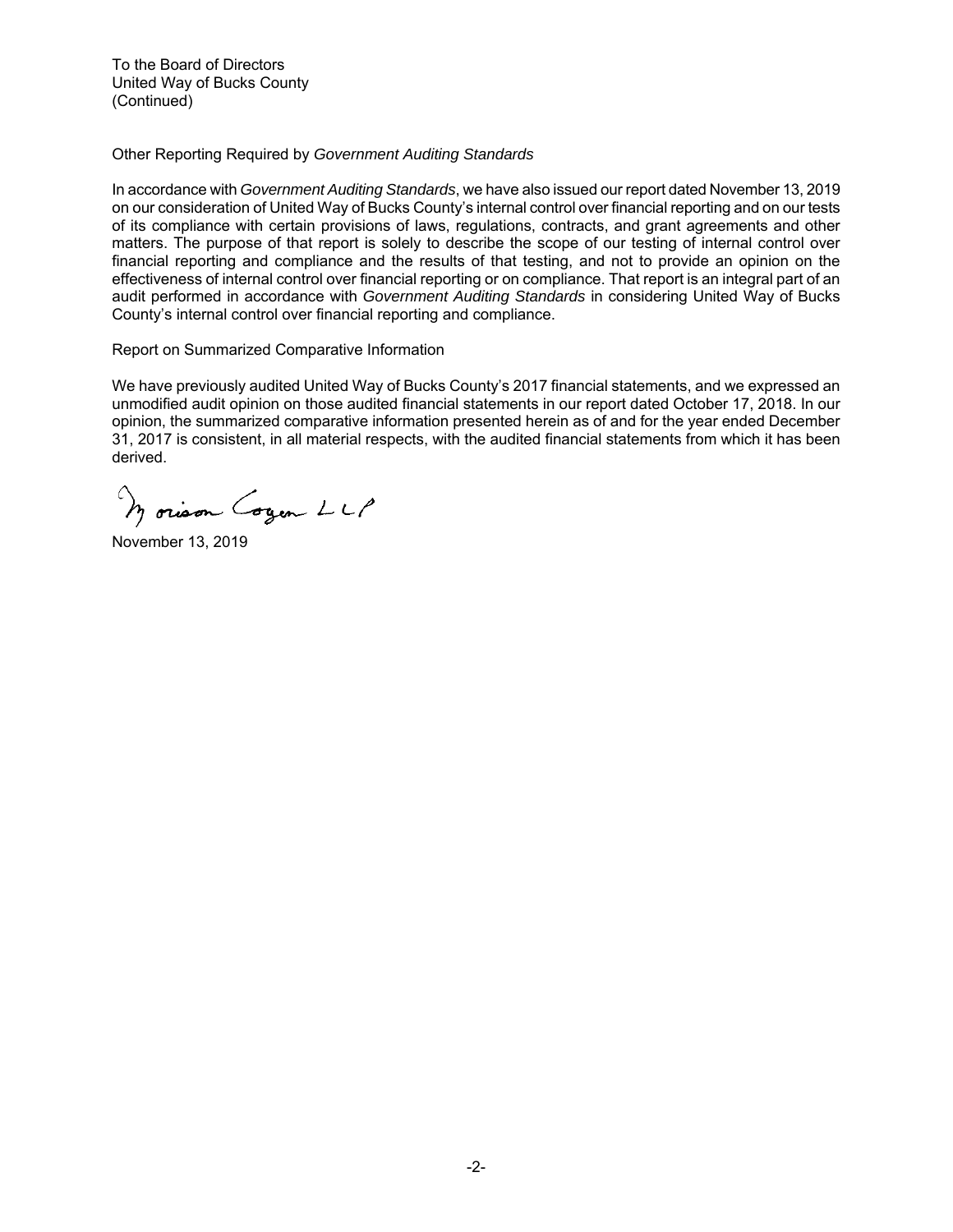To the Board of Directors
United Way of Bucks County
(Continued)

Other Reporting Required by *Government Auditing Standards*

In accordance with *Government Auditing Standards*, we have also issued our report dated November 13, 2019 on our consideration of United Way of Bucks County's internal control over financial reporting and on our tests of its compliance with certain provisions of laws, regulations, contracts, and grant agreements and other matters. The purpose of that report is solely to describe the scope of our testing of internal control over financial reporting and compliance and the results of that testing, and not to provide an opinion on the effectiveness of internal control over financial reporting or on compliance. That report is an integral part of an audit performed in accordance with *Government Auditing Standards* in considering United Way of Bucks County's internal control over financial reporting and compliance.

Report on Summarized Comparative Information

We have previously audited United Way of Bucks County's 2017 financial statements, and we expressed an unmodified audit opinion on those audited financial statements in our report dated October 17, 2018. In our opinion, the summarized comparative information presented herein as of and for the year ended December 31, 2017 is consistent, in all material respects, with the audited financial statements from which it has been derived.

Morison Cogen LLP

November 13, 2019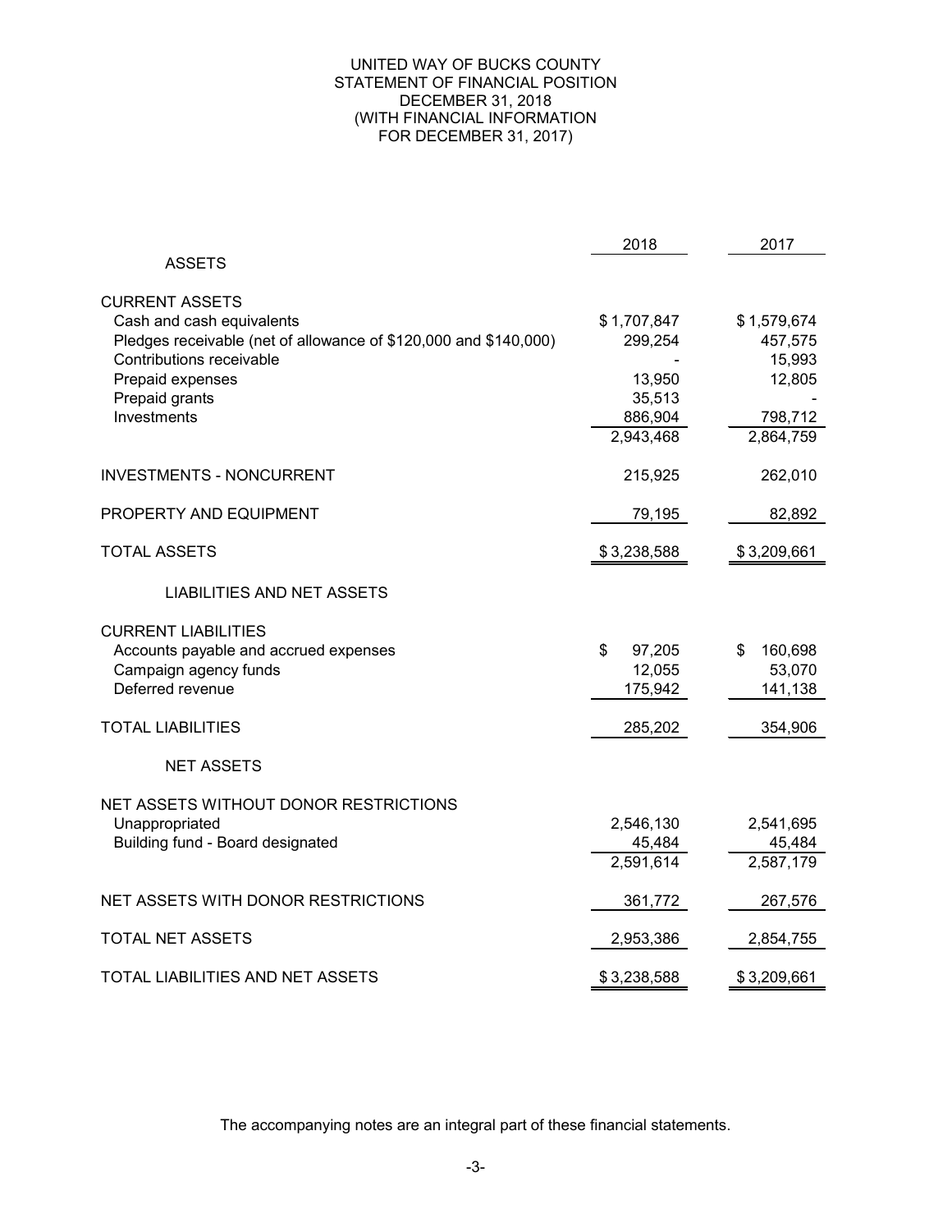# UNITED WAY OF BUCKS COUNTY
## STATEMENT OF FINANCIAL POSITION
### DECEMBER 31, 2018
### (WITH FINANCIAL INFORMATION FOR DECEMBER 31, 2017)

| | 2018 | 2017 |
|---|---|---|
| **ASSETS** | | |
| CURRENT ASSETS | | |
| Cash and cash equivalents | $ 1,707,847 | $ 1,579,674 |
| Pledges receivable (net of allowance of $120,000 and $140,000) | 299,254 | 457,575 |
| Contributions receivable | - | 15,993 |
| Prepaid expenses | 13,950 | 12,805 |
| Prepaid grants | 35,513 | - |
| Investments | 886,904 | 798,712 |
| | 2,943,468 | 2,864,759 |
| INVESTMENTS - NONCURRENT | 215,925 | 262,010 |
| PROPERTY AND EQUIPMENT | 79,195 | 82,892 |
| TOTAL ASSETS | $ 3,238,588 | $ 3,209,661 |
| **LIABILITIES AND NET ASSETS** | | |
| CURRENT LIABILITIES | | |
| Accounts payable and accrued expenses | $ 97,205 | $ 160,698 |
| Campaign agency funds | 12,055 | 53,070 |
| Deferred revenue | 175,942 | 141,138 |
| TOTAL LIABILITIES | 285,202 | 354,906 |
| **NET ASSETS** | | |
| NET ASSETS WITHOUT DONOR RESTRICTIONS | | |
| Unappropriated | 2,546,130 | 2,541,695 |
| Building fund - Board designated | 45,484 | 45,484 |
| | 2,591,614 | 2,587,179 |
| NET ASSETS WITH DONOR RESTRICTIONS | 361,772 | 267,576 |
| TOTAL NET ASSETS | 2,953,386 | 2,854,755 |
| TOTAL LIABILITIES AND NET ASSETS | $ 3,238,588 | $ 3,209,661 |

The accompanying notes are an integral part of these financial statements.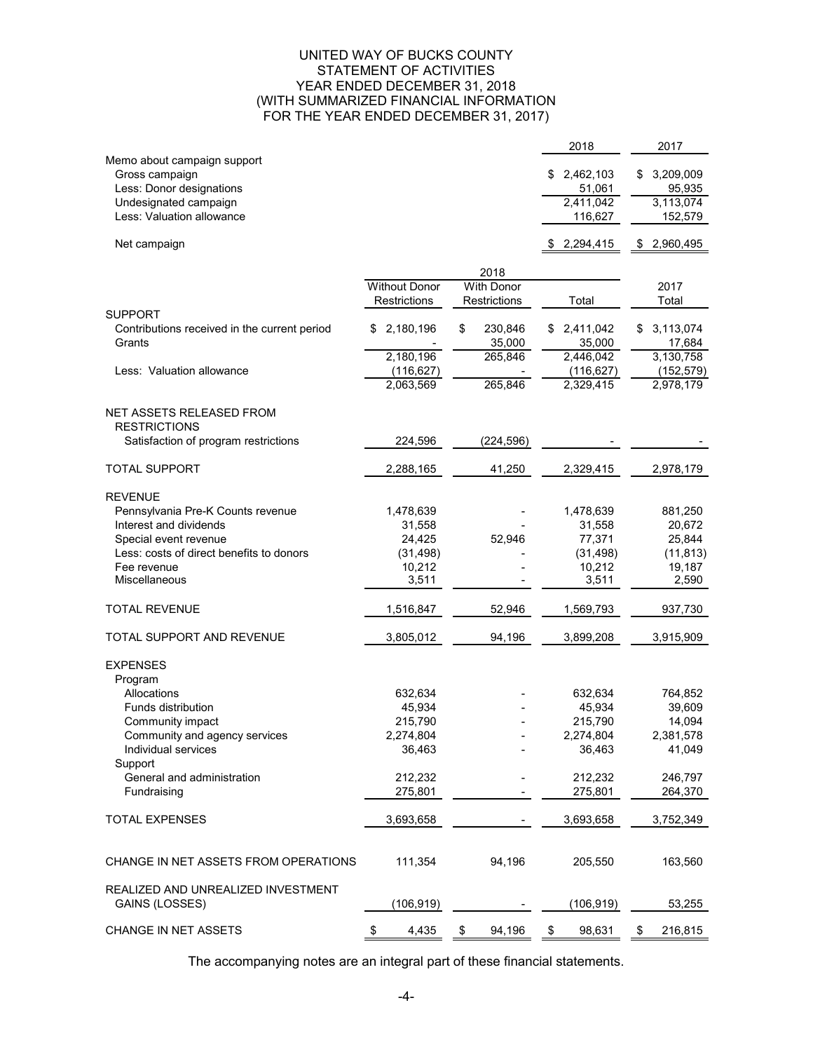# UNITED WAY OF BUCKS COUNTY
## STATEMENT OF ACTIVITIES
### YEAR ENDED DECEMBER 31, 2018
### (WITH SUMMARIZED FINANCIAL INFORMATION FOR THE YEAR ENDED DECEMBER 31, 2017)

| | 2018 | 2017 |
|---|---|---|
| Memo about campaign support | | |
| Gross campaign | $ 2,462,103 | $ 3,209,009 |
| Less: Donor designations | 51,061 | 95,935 |
| Undesignated campaign | 2,411,042 | 3,113,074 |
| Less: Valuation allowance | 116,627 | 152,579 |
| Net campaign | $ 2,294,415 | $ 2,960,495 |

| | 2018 | | | 2017 |
|---|---|---|---|---|
| | Without Donor Restrictions | With Donor Restrictions | Total | Total |
| SUPPORT | | | | |
| Contributions received in the current period | $ 2,180,196 | $ 230,846 | $ 2,411,042 | $ 3,113,074 |
| Grants | - | 35,000 | 35,000 | 17,684 |
| | 2,180,196 | 265,846 | 2,446,042 | 3,130,758 |
| Less: Valuation allowance | (116,627) | - | (116,627) | (152,579) |
| | 2,063,569 | 265,846 | 2,329,415 | 2,978,179 |
| NET ASSETS RELEASED FROM RESTRICTIONS | | | | |
| Satisfaction of program restrictions | 224,596 | (224,596) | - | - |
| TOTAL SUPPORT | 2,288,165 | 41,250 | 2,329,415 | 2,978,179 |
| REVENUE | | | | |
| Pennsylvania Pre-K Counts revenue | 1,478,639 | - | 1,478,639 | 881,250 |
| Interest and dividends | 31,558 | - | 31,558 | 20,672 |
| Special event revenue | 24,425 | 52,946 | 77,371 | 25,844 |
| Less: costs of direct benefits to donors | (31,498) | - | (31,498) | (11,813) |
| Fee revenue | 10,212 | - | 10,212 | 19,187 |
| Miscellaneous | 3,511 | - | 3,511 | 2,590 |
| TOTAL REVENUE | 1,516,847 | 52,946 | 1,569,793 | 937,730 |
| TOTAL SUPPORT AND REVENUE | 3,805,012 | 94,196 | 3,899,208 | 3,915,909 |
| EXPENSES | | | | |
| Program | | | | |
| Allocations | 632,634 | - | 632,634 | 764,852 |
| Funds distribution | 45,934 | - | 45,934 | 39,609 |
| Community impact | 215,790 | - | 215,790 | 14,094 |
| Community and agency services | 2,274,804 | - | 2,274,804 | 2,381,578 |
| Individual services | 36,463 | - | 36,463 | 41,049 |
| Support | | | | |
| General and administration | 212,232 | - | 212,232 | 246,797 |
| Fundraising | 275,801 | - | 275,801 | 264,370 |
| TOTAL EXPENSES | 3,693,658 | - | 3,693,658 | 3,752,349 |
| CHANGE IN NET ASSETS FROM OPERATIONS | 111,354 | 94,196 | 205,550 | 163,560 |
| REALIZED AND UNREALIZED INVESTMENT GAINS (LOSSES) | (106,919) | - | (106,919) | 53,255 |
| CHANGE IN NET ASSETS | $ 4,435 | $ 94,196 | $ 98,631 | $ 216,815 |

The accompanying notes are an integral part of these financial statements.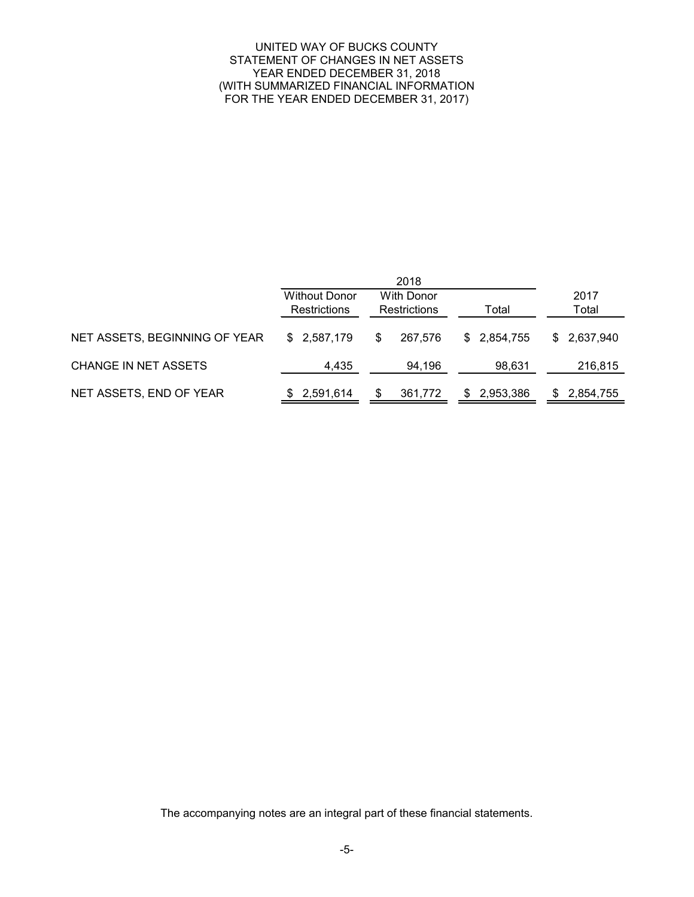# UNITED WAY OF BUCKS COUNTY
## STATEMENT OF CHANGES IN NET ASSETS
### YEAR ENDED DECEMBER 31, 2018
### (WITH SUMMARIZED FINANCIAL INFORMATION FOR THE YEAR ENDED DECEMBER 31, 2017)

| | 2018 | | | |
|---|---|---|---|---|
| | Without Donor Restrictions | With Donor Restrictions | Total | 2017 Total |
| NET ASSETS, BEGINNING OF YEAR | $ 2,587,179 | $ 267,576 | $ 2,854,755 | $ 2,637,940 |
| CHANGE IN NET ASSETS | 4,435 | 94,196 | 98,631 | 216,815 |
| NET ASSETS, END OF YEAR | $ 2,591,614 | $ 361,772 | $ 2,953,386 | $ 2,854,755 |

The accompanying notes are an integral part of these financial statements.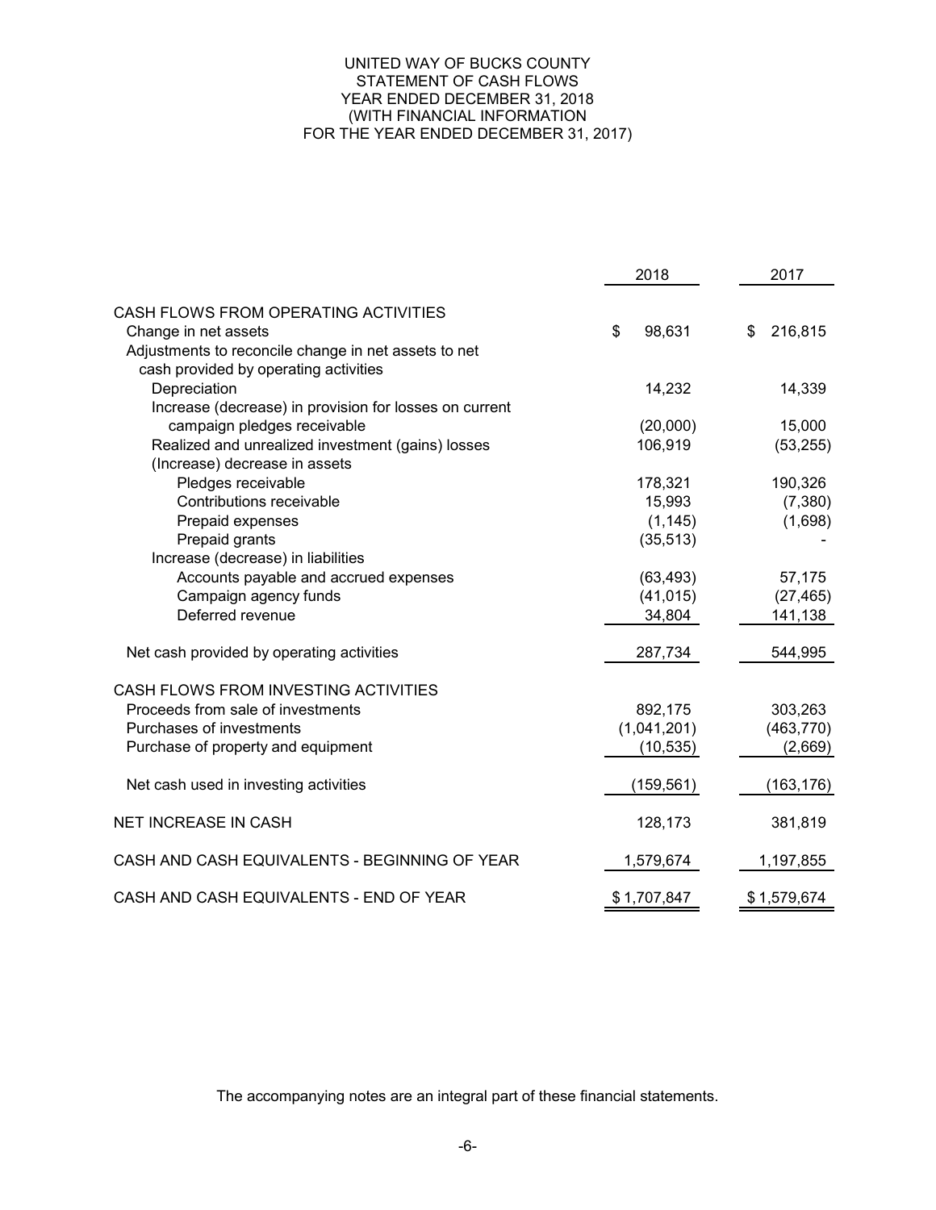# UNITED WAY OF BUCKS COUNTY
## STATEMENT OF CASH FLOWS
### YEAR ENDED DECEMBER 31, 2018
### (WITH FINANCIAL INFORMATION FOR THE YEAR ENDED DECEMBER 31, 2017)

| | 2018 | 2017 |
|---|---|---|
| CASH FLOWS FROM OPERATING ACTIVITIES | | |
| Change in net assets | $ 98,631 | $ 216,815 |
| Adjustments to reconcile change in net assets to net cash provided by operating activities | | |
| Depreciation | 14,232 | 14,339 |
| Increase (decrease) in provision for losses on current campaign pledges receivable | (20,000) | 15,000 |
| Realized and unrealized investment (gains) losses | 106,919 | (53,255) |
| (Increase) decrease in assets | | |
| Pledges receivable | 178,321 | 190,326 |
| Contributions receivable | 15,993 | (7,380) |
| Prepaid expenses | (1,145) | (1,698) |
| Prepaid grants | (35,513) | - |
| Increase (decrease) in liabilities | | |
| Accounts payable and accrued expenses | (63,493) | 57,175 |
| Campaign agency funds | (41,015) | (27,465) |
| Deferred revenue | 34,804 | 141,138 |
| Net cash provided by operating activities | 287,734 | 544,995 |
| CASH FLOWS FROM INVESTING ACTIVITIES | | |
| Proceeds from sale of investments | 892,175 | 303,263 |
| Purchases of investments | (1,041,201) | (463,770) |
| Purchase of property and equipment | (10,535) | (2,669) |
| Net cash used in investing activities | (159,561) | (163,176) |
| NET INCREASE IN CASH | 128,173 | 381,819 |
| CASH AND CASH EQUIVALENTS - BEGINNING OF YEAR | 1,579,674 | 1,197,855 |
| CASH AND CASH EQUIVALENTS - END OF YEAR | $ 1,707,847 | $ 1,579,674 |

The accompanying notes are an integral part of these financial statements.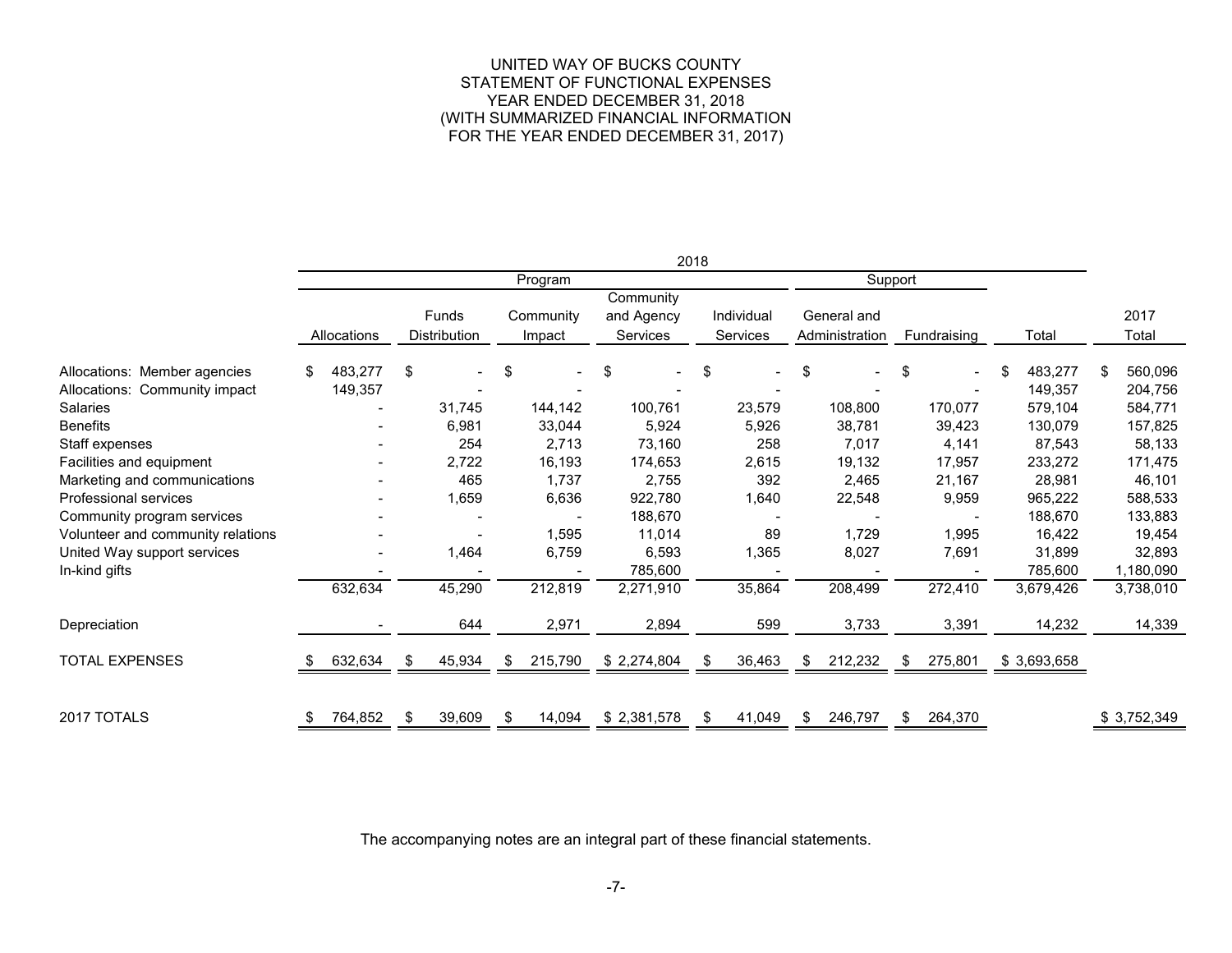# UNITED WAY OF BUCKS COUNTY
## STATEMENT OF FUNCTIONAL EXPENSES
## YEAR ENDED DECEMBER 31, 2018
## (WITH SUMMARIZED FINANCIAL INFORMATION FOR THE YEAR ENDED DECEMBER 31, 2017)

| | 2018 | | | | | | | | |
|---|---|---|---|---|---|---|---|---|---|
| | Program | | | | | Support | | | |
| | Allocations | Funds Distribution | Community Impact | Community and Agency Services | Individual Services | General and Administration | Fundraising | Total | 2017 Total |
| Allocations: Member agencies | $ 483,277 | $ - | $ - | $ - | $ - | $ - | $ - | $ 483,277 | $ 560,096 |
| Allocations: Community impact | 149,357 | - | - | - | - | - | - | 149,357 | 204,756 |
| Salaries | - | 31,745 | 144,142 | 100,761 | 23,579 | 108,800 | 170,077 | 579,104 | 584,771 |
| Benefits | - | 6,981 | 33,044 | 5,924 | 5,926 | 38,781 | 39,423 | 130,079 | 157,825 |
| Staff expenses | - | 254 | 2,713 | 73,160 | 258 | 7,017 | 4,141 | 87,543 | 58,133 |
| Facilities and equipment | - | 2,722 | 16,193 | 174,653 | 2,615 | 19,132 | 17,957 | 233,272 | 171,475 |
| Marketing and communications | - | 465 | 1,737 | 2,755 | 392 | 2,465 | 21,167 | 28,981 | 46,101 |
| Professional services | - | 1,659 | 6,636 | 922,780 | 1,640 | 22,548 | 9,959 | 965,222 | 588,533 |
| Community program services | - | - | - | 188,670 | - | - | - | 188,670 | 133,883 |
| Volunteer and community relations | - | - | 1,595 | 11,014 | 89 | 1,729 | 1,995 | 16,422 | 19,454 |
| United Way support services | - | 1,464 | 6,759 | 6,593 | 1,365 | 8,027 | 7,691 | 31,899 | 32,893 |
| In-kind gifts | - | - | - | 785,600 | - | - | - | 785,600 | 1,180,090 |
| | 632,634 | 45,290 | 212,819 | 2,271,910 | 35,864 | 208,499 | 272,410 | 3,679,426 | 3,738,010 |
| Depreciation | - | 644 | 2,971 | 2,894 | 599 | 3,733 | 3,391 | 14,232 | 14,339 |
| TOTAL EXPENSES | $ 632,634 | $ 45,934 | $ 215,790 | $ 2,274,804 | $ 36,463 | $ 212,232 | $ 275,801 | $ 3,693,658 | |
| 2017 TOTALS | $ 764,852 | $ 39,609 | $ 14,094 | $ 2,381,578 | $ 41,049 | $ 246,797 | $ 264,370 | | $ 3,752,349 |

The accompanying notes are an integral part of these financial statements.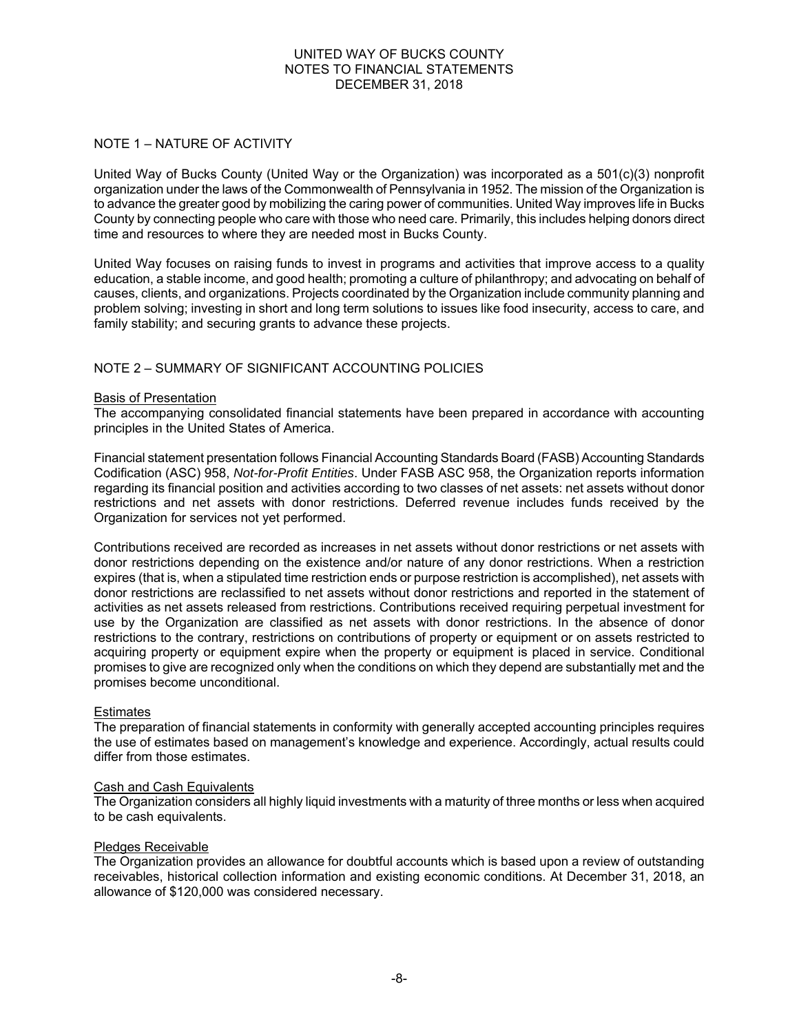## NOTE 1 – NATURE OF ACTIVITY

United Way of Bucks County (United Way or the Organization) was incorporated as a 501(c)(3) nonprofit organization under the laws of the Commonwealth of Pennsylvania in 1952. The mission of the Organization is to advance the greater good by mobilizing the caring power of communities. United Way improves life in Bucks County by connecting people who care with those who need care. Primarily, this includes helping donors direct time and resources to where they are needed most in Bucks County.

United Way focuses on raising funds to invest in programs and activities that improve access to a quality education, a stable income, and good health; promoting a culture of philanthropy; and advocating on behalf of causes, clients, and organizations. Projects coordinated by the Organization include community planning and problem solving; investing in short and long term solutions to issues like food insecurity, access to care, and family stability; and securing grants to advance these projects.

## NOTE 2 – SUMMARY OF SIGNIFICANT ACCOUNTING POLICIES

### Basis of Presentation

The accompanying consolidated financial statements have been prepared in accordance with accounting principles in the United States of America.

Financial statement presentation follows Financial Accounting Standards Board (FASB) Accounting Standards Codification (ASC) 958, *Not-for-Profit Entities*. Under FASB ASC 958, the Organization reports information regarding its financial position and activities according to two classes of net assets: net assets without donor restrictions and net assets with donor restrictions. Deferred revenue includes funds received by the Organization for services not yet performed.

Contributions received are recorded as increases in net assets without donor restrictions or net assets with donor restrictions depending on the existence and/or nature of any donor restrictions. When a restriction expires (that is, when a stipulated time restriction ends or purpose restriction is accomplished), net assets with donor restrictions are reclassified to net assets without donor restrictions and reported in the statement of activities as net assets released from restrictions. Contributions received requiring perpetual investment for use by the Organization are classified as net assets with donor restrictions. In the absence of donor restrictions to the contrary, restrictions on contributions of property or equipment or on assets restricted to acquiring property or equipment expire when the property or equipment is placed in service. Conditional promises to give are recognized only when the conditions on which they depend are substantially met and the promises become unconditional.

### Estimates

The preparation of financial statements in conformity with generally accepted accounting principles requires the use of estimates based on management's knowledge and experience. Accordingly, actual results could differ from those estimates.

### Cash and Cash Equivalents

The Organization considers all highly liquid investments with a maturity of three months or less when acquired to be cash equivalents.

### Pledges Receivable

The Organization provides an allowance for doubtful accounts which is based upon a review of outstanding receivables, historical collection information and existing economic conditions. At December 31, 2018, an allowance of $120,000 was considered necessary.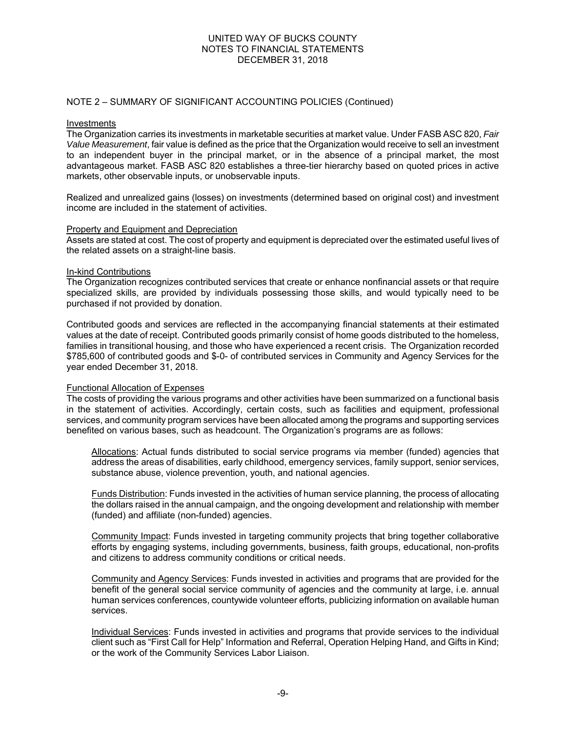## NOTE 2 – SUMMARY OF SIGNIFICANT ACCOUNTING POLICIES (Continued)

### Investments

The Organization carries its investments in marketable securities at market value. Under FASB ASC 820, *Fair Value Measurement*, fair value is defined as the price that the Organization would receive to sell an investment to an independent buyer in the principal market, or in the absence of a principal market, the most advantageous market. FASB ASC 820 establishes a three-tier hierarchy based on quoted prices in active markets, other observable inputs, or unobservable inputs.

Realized and unrealized gains (losses) on investments (determined based on original cost) and investment income are included in the statement of activities.

### Property and Equipment and Depreciation

Assets are stated at cost. The cost of property and equipment is depreciated over the estimated useful lives of the related assets on a straight-line basis.

### In-kind Contributions

The Organization recognizes contributed services that create or enhance nonfinancial assets or that require specialized skills, are provided by individuals possessing those skills, and would typically need to be purchased if not provided by donation.

Contributed goods and services are reflected in the accompanying financial statements at their estimated values at the date of receipt. Contributed goods primarily consist of home goods distributed to the homeless, families in transitional housing, and those who have experienced a recent crisis. The Organization recorded $785,600 of contributed goods and $-0- of contributed services in Community and Agency Services for the year ended December 31, 2018.

### Functional Allocation of Expenses

The costs of providing the various programs and other activities have been summarized on a functional basis in the statement of activities. Accordingly, certain costs, such as facilities and equipment, professional services, and community program services have been allocated among the programs and supporting services benefited on various bases, such as headcount. The Organization's programs are as follows:

Allocations: Actual funds distributed to social service programs via member (funded) agencies that address the areas of disabilities, early childhood, emergency services, family support, senior services, substance abuse, violence prevention, youth, and national agencies.

Funds Distribution: Funds invested in the activities of human service planning, the process of allocating the dollars raised in the annual campaign, and the ongoing development and relationship with member (funded) and affiliate (non-funded) agencies.

Community Impact: Funds invested in targeting community projects that bring together collaborative efforts by engaging systems, including governments, business, faith groups, educational, non-profits and citizens to address community conditions or critical needs.

Community and Agency Services: Funds invested in activities and programs that are provided for the benefit of the general social service community of agencies and the community at large, i.e. annual human services conferences, countywide volunteer efforts, publicizing information on available human services.

Individual Services: Funds invested in activities and programs that provide services to the individual client such as "First Call for Help" Information and Referral, Operation Helping Hand, and Gifts in Kind; or the work of the Community Services Labor Liaison.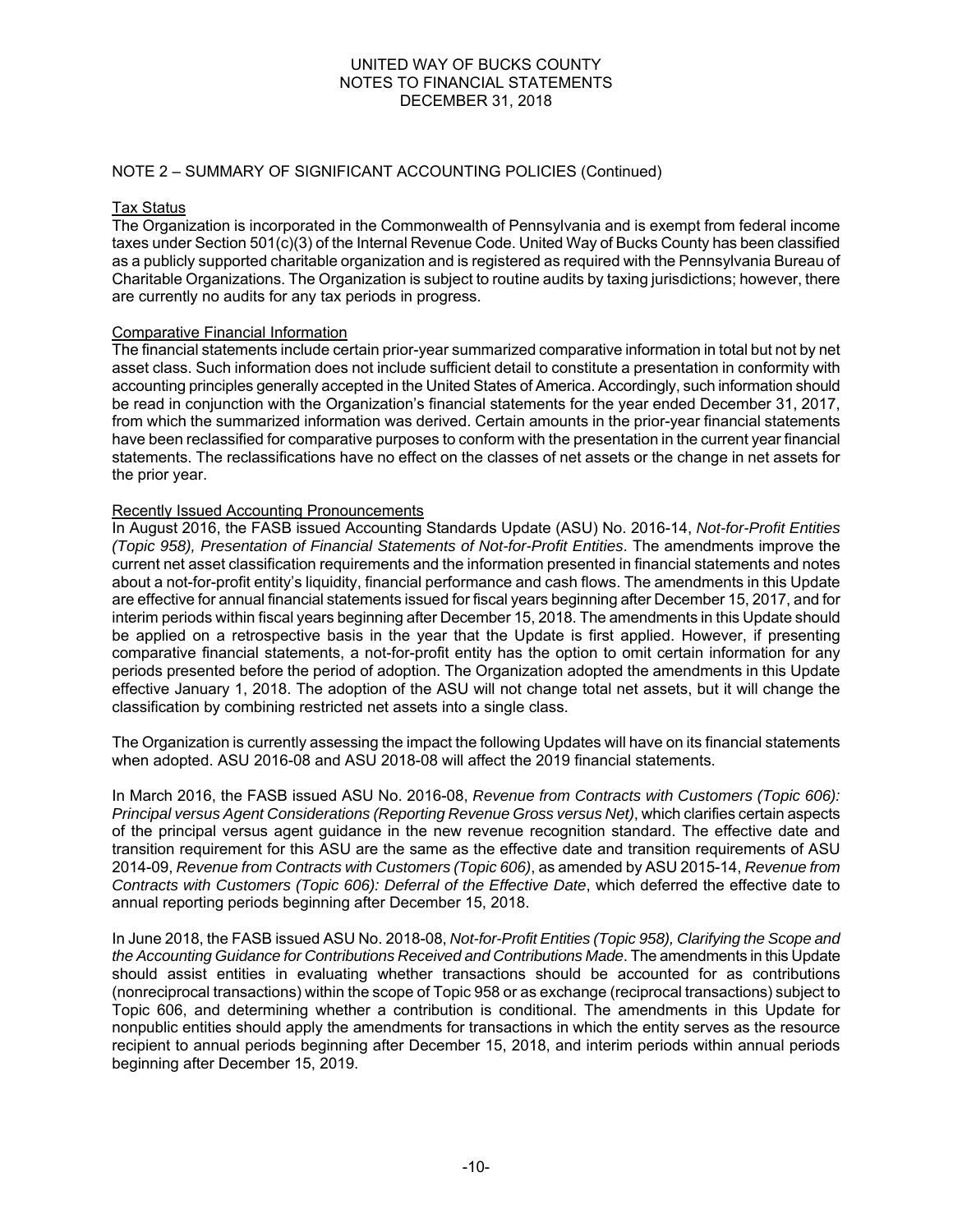## NOTE 2 – SUMMARY OF SIGNIFICANT ACCOUNTING POLICIES (Continued)

### Tax Status

The Organization is incorporated in the Commonwealth of Pennsylvania and is exempt from federal income taxes under Section 501(c)(3) of the Internal Revenue Code. United Way of Bucks County has been classified as a publicly supported charitable organization and is registered as required with the Pennsylvania Bureau of Charitable Organizations. The Organization is subject to routine audits by taxing jurisdictions; however, there are currently no audits for any tax periods in progress.

### Comparative Financial Information

The financial statements include certain prior-year summarized comparative information in total but not by net asset class. Such information does not include sufficient detail to constitute a presentation in conformity with accounting principles generally accepted in the United States of America. Accordingly, such information should be read in conjunction with the Organization's financial statements for the year ended December 31, 2017, from which the summarized information was derived. Certain amounts in the prior-year financial statements have been reclassified for comparative purposes to conform with the presentation in the current year financial statements. The reclassifications have no effect on the classes of net assets or the change in net assets for the prior year.

### Recently Issued Accounting Pronouncements

In August 2016, the FASB issued Accounting Standards Update (ASU) No. 2016-14, *Not-for-Profit Entities (Topic 958), Presentation of Financial Statements of Not-for-Profit Entities*. The amendments improve the current net asset classification requirements and the information presented in financial statements and notes about a not-for-profit entity's liquidity, financial performance and cash flows. The amendments in this Update are effective for annual financial statements issued for fiscal years beginning after December 15, 2017, and for interim periods within fiscal years beginning after December 15, 2018. The amendments in this Update should be applied on a retrospective basis in the year that the Update is first applied. However, if presenting comparative financial statements, a not-for-profit entity has the option to omit certain information for any periods presented before the period of adoption. The Organization adopted the amendments in this Update effective January 1, 2018. The adoption of the ASU will not change total net assets, but it will change the classification by combining restricted net assets into a single class.

The Organization is currently assessing the impact the following Updates will have on its financial statements when adopted. ASU 2016-08 and ASU 2018-08 will affect the 2019 financial statements.

In March 2016, the FASB issued ASU No. 2016-08, *Revenue from Contracts with Customers (Topic 606): Principal versus Agent Considerations (Reporting Revenue Gross versus Net)*, which clarifies certain aspects of the principal versus agent guidance in the new revenue recognition standard. The effective date and transition requirement for this ASU are the same as the effective date and transition requirements of ASU 2014-09, *Revenue from Contracts with Customers (Topic 606)*, as amended by ASU 2015-14, *Revenue from Contracts with Customers (Topic 606): Deferral of the Effective Date*, which deferred the effective date to annual reporting periods beginning after December 15, 2018.

In June 2018, the FASB issued ASU No. 2018-08, *Not-for-Profit Entities (Topic 958), Clarifying the Scope and the Accounting Guidance for Contributions Received and Contributions Made*. The amendments in this Update should assist entities in evaluating whether transactions should be accounted for as contributions (nonreciprocal transactions) within the scope of Topic 958 or as exchange (reciprocal transactions) subject to Topic 606, and determining whether a contribution is conditional. The amendments in this Update for nonpublic entities should apply the amendments for transactions in which the entity serves as the resource recipient to annual periods beginning after December 15, 2018, and interim periods within annual periods beginning after December 15, 2019.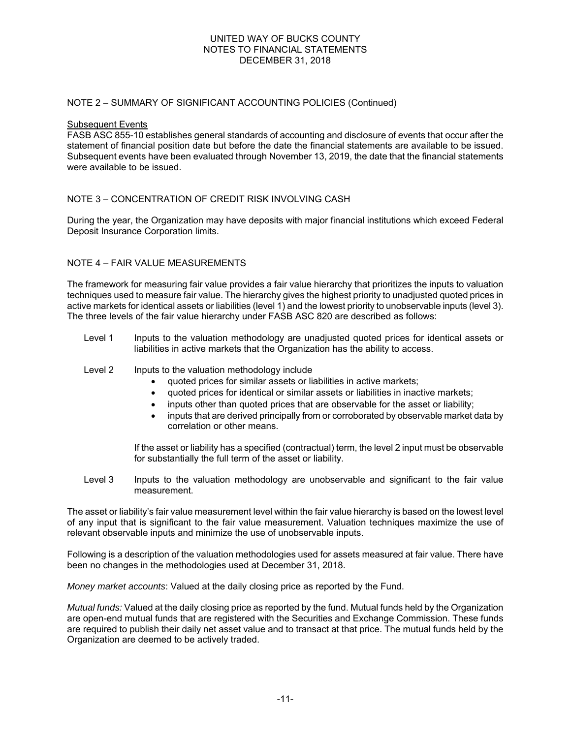## NOTE 2 – SUMMARY OF SIGNIFICANT ACCOUNTING POLICIES (Continued)

Subsequent Events

FASB ASC 855-10 establishes general standards of accounting and disclosure of events that occur after the statement of financial position date but before the date the financial statements are available to be issued. Subsequent events have been evaluated through November 13, 2019, the date that the financial statements were available to be issued.

## NOTE 3 – CONCENTRATION OF CREDIT RISK INVOLVING CASH

During the year, the Organization may have deposits with major financial institutions which exceed Federal Deposit Insurance Corporation limits.

## NOTE 4 – FAIR VALUE MEASUREMENTS

The framework for measuring fair value provides a fair value hierarchy that prioritizes the inputs to valuation techniques used to measure fair value. The hierarchy gives the highest priority to unadjusted quoted prices in active markets for identical assets or liabilities (level 1) and the lowest priority to unobservable inputs (level 3). The three levels of the fair value hierarchy under FASB ASC 820 are described as follows:

Level 1 Inputs to the valuation methodology are unadjusted quoted prices for identical assets or liabilities in active markets that the Organization has the ability to access.

Level 2 Inputs to the valuation methodology include

- quoted prices for similar assets or liabilities in active markets;
- quoted prices for identical or similar assets or liabilities in inactive markets;
- inputs other than quoted prices that are observable for the asset or liability;
- inputs that are derived principally from or corroborated by observable market data by correlation or other means.

If the asset or liability has a specified (contractual) term, the level 2 input must be observable for substantially the full term of the asset or liability.

Level 3 Inputs to the valuation methodology are unobservable and significant to the fair value measurement.

The asset or liability's fair value measurement level within the fair value hierarchy is based on the lowest level of any input that is significant to the fair value measurement. Valuation techniques maximize the use of relevant observable inputs and minimize the use of unobservable inputs.

Following is a description of the valuation methodologies used for assets measured at fair value. There have been no changes in the methodologies used at December 31, 2018.

*Money market accounts*: Valued at the daily closing price as reported by the Fund.

*Mutual funds:* Valued at the daily closing price as reported by the fund. Mutual funds held by the Organization are open-end mutual funds that are registered with the Securities and Exchange Commission. These funds are required to publish their daily net asset value and to transact at that price. The mutual funds held by the Organization are deemed to be actively traded.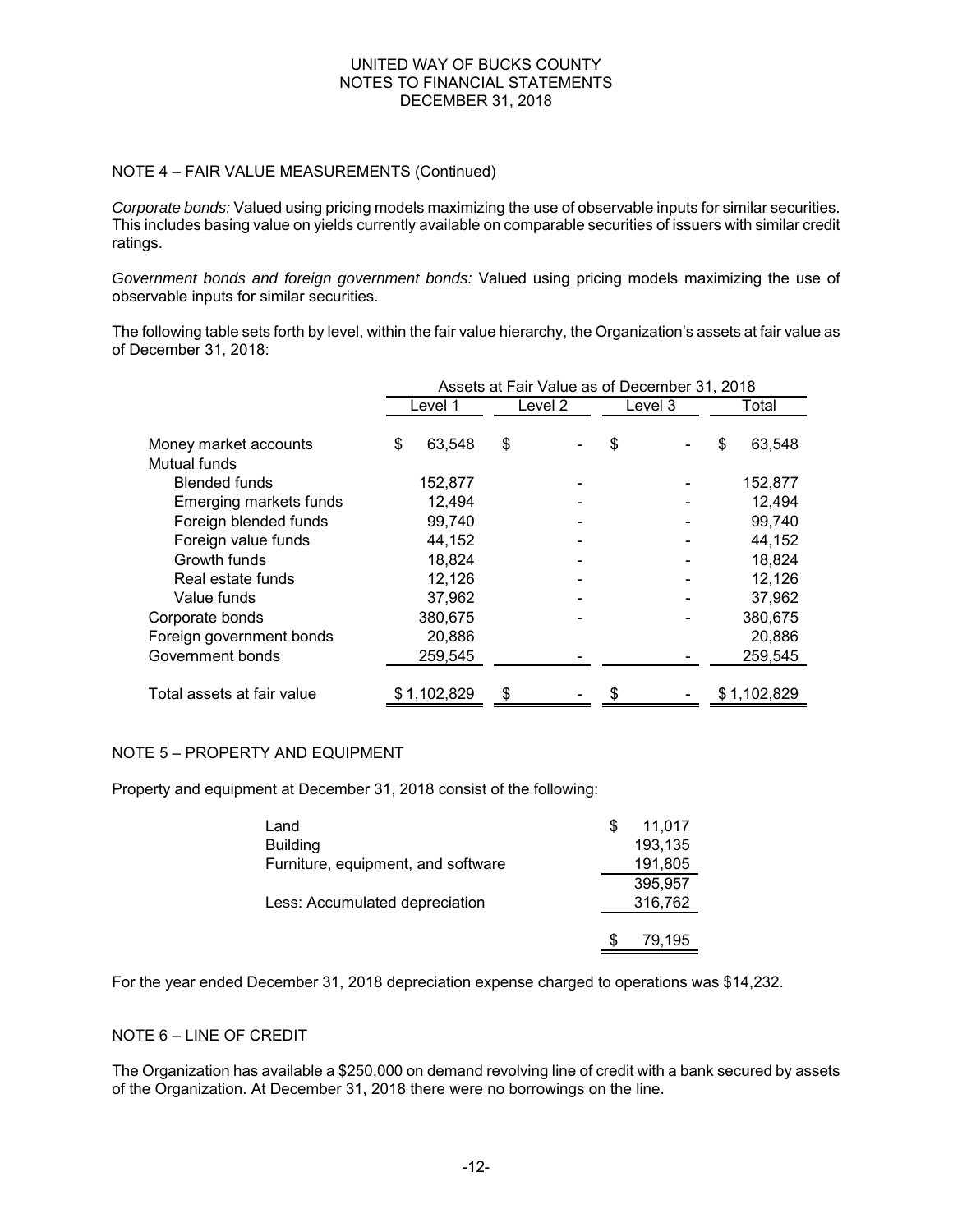## NOTE 4 – FAIR VALUE MEASUREMENTS (Continued)

*Corporate bonds:* Valued using pricing models maximizing the use of observable inputs for similar securities. This includes basing value on yields currently available on comparable securities of issuers with similar credit ratings.

*Government bonds and foreign government bonds:* Valued using pricing models maximizing the use of observable inputs for similar securities.

The following table sets forth by level, within the fair value hierarchy, the Organization's assets at fair value as of December 31, 2018:

| | Assets at Fair Value as of December 31, 2018 | | | |
|---|---|---|---|---|
| | Level 1 | Level 2 | Level 3 | Total |
| Money market accounts | $ 63,548 | $ - | $ - | $ 63,548 |
| Mutual funds | | | | |
| Blended funds | 152,877 | - | - | 152,877 |
| Emerging markets funds | 12,494 | - | - | 12,494 |
| Foreign blended funds | 99,740 | - | - | 99,740 |
| Foreign value funds | 44,152 | - | - | 44,152 |
| Growth funds | 18,824 | - | - | 18,824 |
| Real estate funds | 12,126 | - | - | 12,126 |
| Value funds | 37,962 | - | - | 37,962 |
| Corporate bonds | 380,675 | - | - | 380,675 |
| Foreign government bonds | 20,886 | | | 20,886 |
| Government bonds | 259,545 | - | - | 259,545 |
| Total assets at fair value | $ 1,102,829 | $ - | $ - | $ 1,102,829 |

## NOTE 5 – PROPERTY AND EQUIPMENT

Property and equipment at December 31, 2018 consist of the following:

| | |
|---|---|
| Land | $ 11,017 |
| Building | 193,135 |
| Furniture, equipment, and software | 191,805 |
| | 395,957 |
| Less: Accumulated depreciation | 316,762 |
| | $ 79,195 |

For the year ended December 31, 2018 depreciation expense charged to operations was $14,232.

## NOTE 6 – LINE OF CREDIT

The Organization has available a $250,000 on demand revolving line of credit with a bank secured by assets of the Organization. At December 31, 2018 there were no borrowings on the line.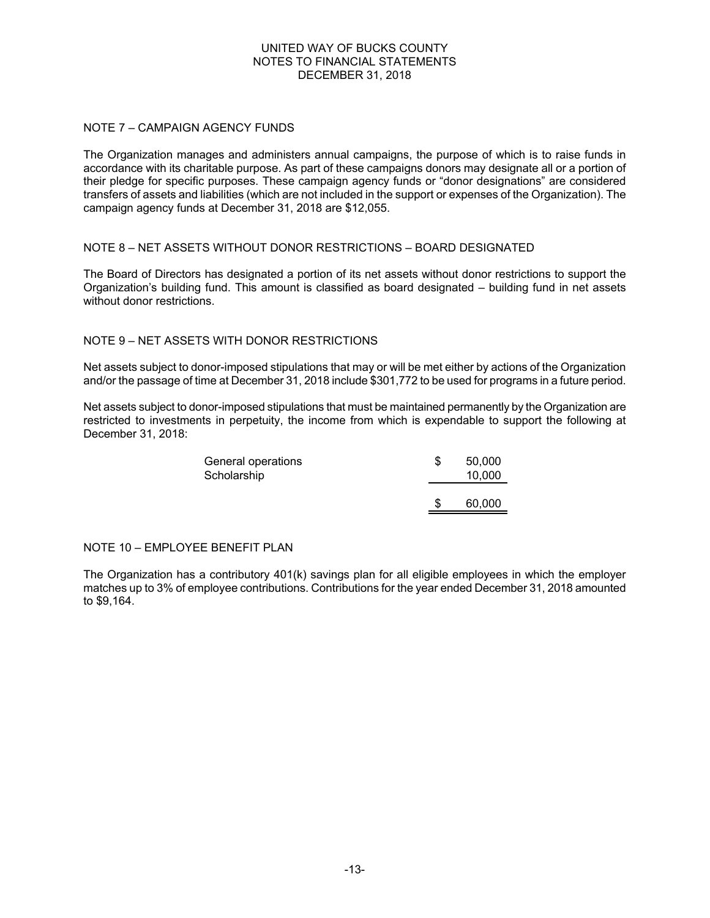## NOTE 7 – CAMPAIGN AGENCY FUNDS

The Organization manages and administers annual campaigns, the purpose of which is to raise funds in accordance with its charitable purpose. As part of these campaigns donors may designate all or a portion of their pledge for specific purposes. These campaign agency funds or "donor designations" are considered transfers of assets and liabilities (which are not included in the support or expenses of the Organization). The campaign agency funds at December 31, 2018 are $12,055.

## NOTE 8 – NET ASSETS WITHOUT DONOR RESTRICTIONS – BOARD DESIGNATED

The Board of Directors has designated a portion of its net assets without donor restrictions to support the Organization's building fund. This amount is classified as board designated – building fund in net assets without donor restrictions.

## NOTE 9 – NET ASSETS WITH DONOR RESTRICTIONS

Net assets subject to donor-imposed stipulations that may or will be met either by actions of the Organization and/or the passage of time at December 31, 2018 include $301,772 to be used for programs in a future period.

Net assets subject to donor-imposed stipulations that must be maintained permanently by the Organization are restricted to investments in perpetuity, the income from which is expendable to support the following at December 31, 2018:

| | |
|---|---|
| General operations | $ 50,000 |
| Scholarship | 10,000 |
| | $ 60,000 |

## NOTE 10 – EMPLOYEE BENEFIT PLAN

The Organization has a contributory 401(k) savings plan for all eligible employees in which the employer matches up to 3% of employee contributions. Contributions for the year ended December 31, 2018 amounted to $9,164.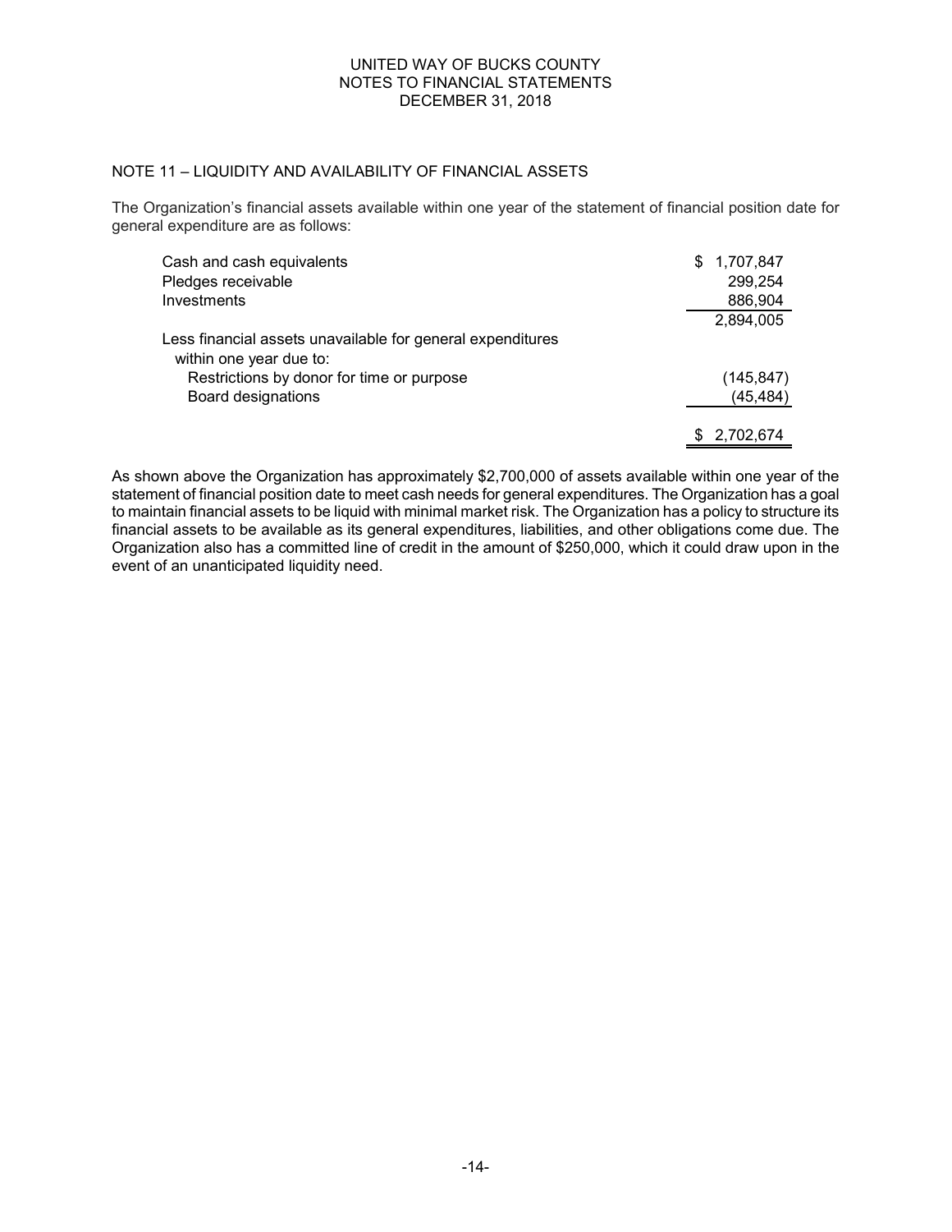UNITED WAY OF BUCKS COUNTY
NOTES TO FINANCIAL STATEMENTS
DECEMBER 31, 2018

## NOTE 11 – LIQUIDITY AND AVAILABILITY OF FINANCIAL ASSETS

The Organization's financial assets available within one year of the statement of financial position date for general expenditure are as follows:

| | |
|---|---|
| Cash and cash equivalents | $ 1,707,847 |
| Pledges receivable | 299,254 |
| Investments | 886,904 |
| | 2,894,005 |
| Less financial assets unavailable for general expenditures within one year due to: | |
| Restrictions by donor for time or purpose | (145,847) |
| Board designations | (45,484) |
| | $ 2,702,674 |

As shown above the Organization has approximately $2,700,000 of assets available within one year of the statement of financial position date to meet cash needs for general expenditures. The Organization has a goal to maintain financial assets to be liquid with minimal market risk. The Organization has a policy to structure its financial assets to be available as its general expenditures, liabilities, and other obligations come due. The Organization also has a committed line of credit in the amount of $250,000, which it could draw upon in the event of an unanticipated liquidity need.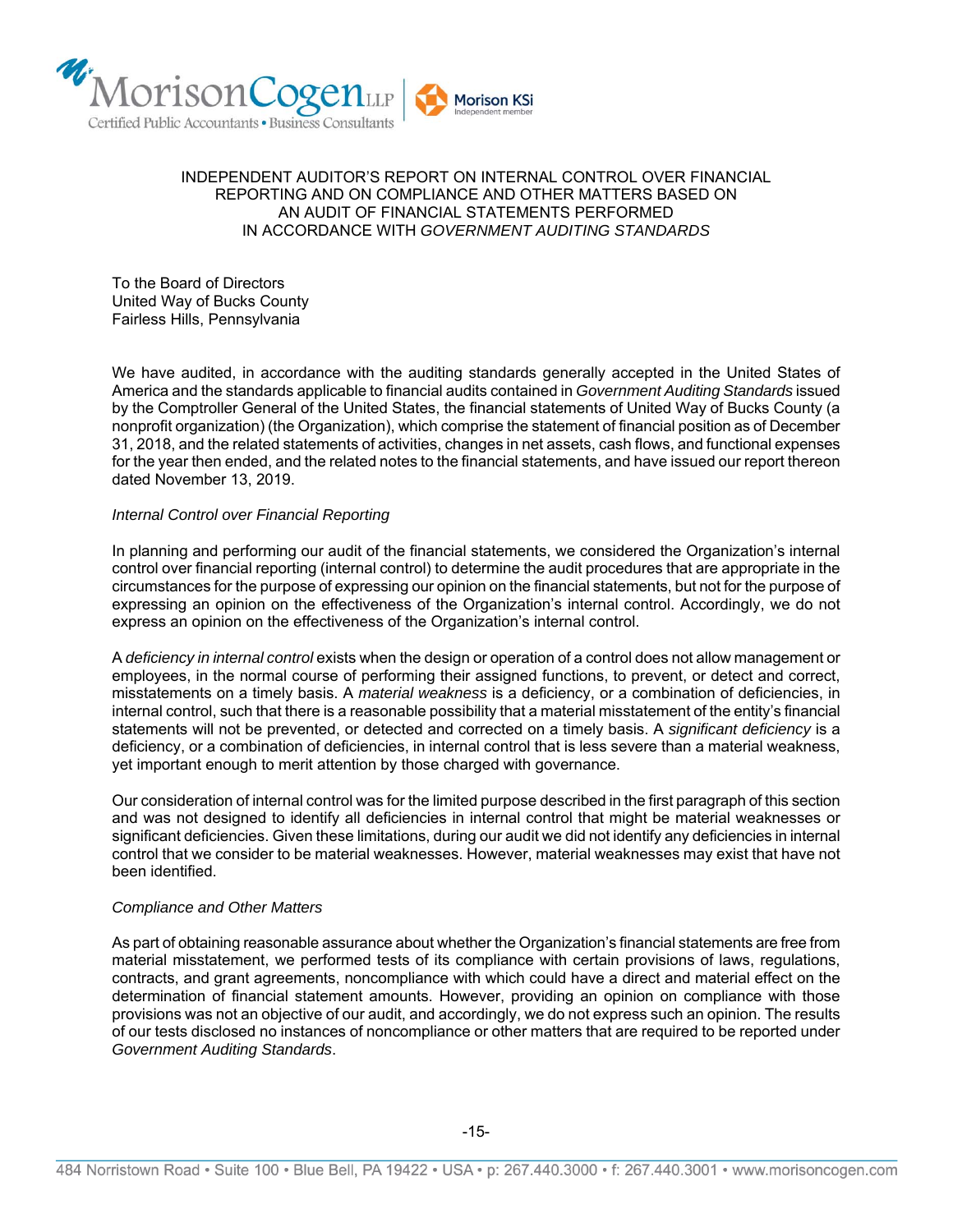# INDEPENDENT AUDITOR'S REPORT ON INTERNAL CONTROL OVER FINANCIAL REPORTING AND ON COMPLIANCE AND OTHER MATTERS BASED ON AN AUDIT OF FINANCIAL STATEMENTS PERFORMED IN ACCORDANCE WITH *GOVERNMENT AUDITING STANDARDS*

To the Board of Directors
United Way of Bucks County
Fairless Hills, Pennsylvania

We have audited, in accordance with the auditing standards generally accepted in the United States of America and the standards applicable to financial audits contained in *Government Auditing Standards* issued by the Comptroller General of the United States, the financial statements of United Way of Bucks County (a nonprofit organization) (the Organization), which comprise the statement of financial position as of December 31, 2018, and the related statements of activities, changes in net assets, cash flows, and functional expenses for the year then ended, and the related notes to the financial statements, and have issued our report thereon dated November 13, 2019.

*Internal Control over Financial Reporting*

In planning and performing our audit of the financial statements, we considered the Organization's internal control over financial reporting (internal control) to determine the audit procedures that are appropriate in the circumstances for the purpose of expressing our opinion on the financial statements, but not for the purpose of expressing an opinion on the effectiveness of the Organization's internal control. Accordingly, we do not express an opinion on the effectiveness of the Organization's internal control.

A *deficiency in internal control* exists when the design or operation of a control does not allow management or employees, in the normal course of performing their assigned functions, to prevent, or detect and correct, misstatements on a timely basis. A *material weakness* is a deficiency, or a combination of deficiencies, in internal control, such that there is a reasonable possibility that a material misstatement of the entity's financial statements will not be prevented, or detected and corrected on a timely basis. A *significant deficiency* is a deficiency, or a combination of deficiencies, in internal control that is less severe than a material weakness, yet important enough to merit attention by those charged with governance.

Our consideration of internal control was for the limited purpose described in the first paragraph of this section and was not designed to identify all deficiencies in internal control that might be material weaknesses or significant deficiencies. Given these limitations, during our audit we did not identify any deficiencies in internal control that we consider to be material weaknesses. However, material weaknesses may exist that have not been identified.

*Compliance and Other Matters*

As part of obtaining reasonable assurance about whether the Organization's financial statements are free from material misstatement, we performed tests of its compliance with certain provisions of laws, regulations, contracts, and grant agreements, noncompliance with which could have a direct and material effect on the determination of financial statement amounts. However, providing an opinion on compliance with those provisions was not an objective of our audit, and accordingly, we do not express such an opinion. The results of our tests disclosed no instances of noncompliance or other matters that are required to be reported under *Government Auditing Standards*.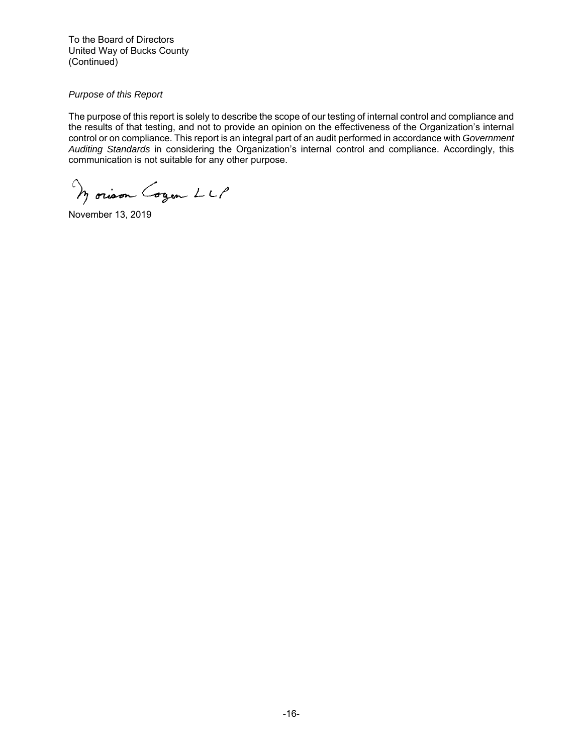To the Board of Directors
United Way of Bucks County
(Continued)

*Purpose of this Report*

The purpose of this report is solely to describe the scope of our testing of internal control and compliance and the results of that testing, and not to provide an opinion on the effectiveness of the Organization's internal control or on compliance. This report is an integral part of an audit performed in accordance with *Government Auditing Standards* in considering the Organization's internal control and compliance. Accordingly, this communication is not suitable for any other purpose.

Morison Cogen LLP

November 13, 2019